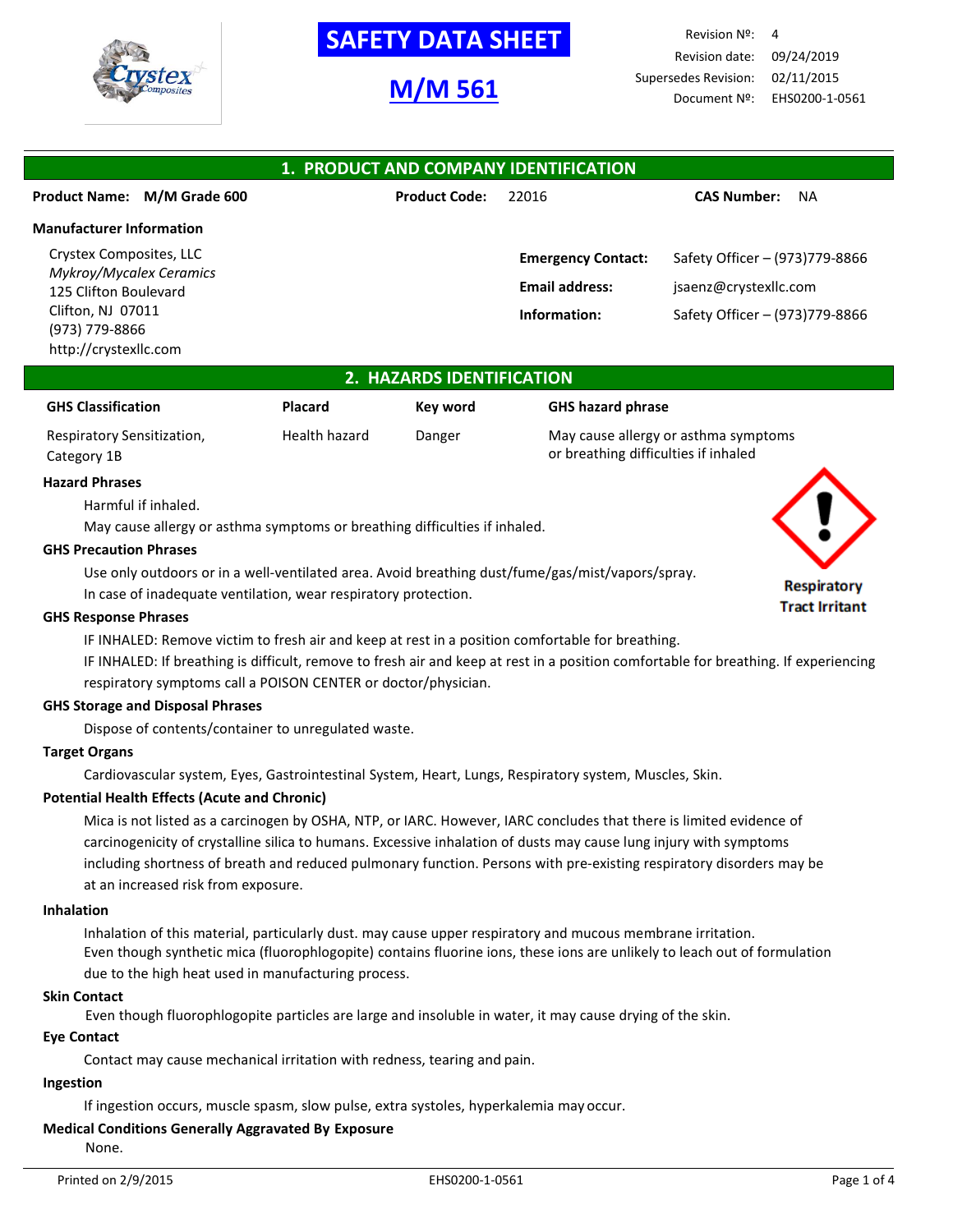# SAFETY DATA SHEET

## M/M 561

Revision Nº: 4
Revision date: 09/24/2019
Supersedes Revision: 02/11/2015
Document Nº: EHS0200-1-0561

## 1. PRODUCT AND COMPANY IDENTIFICATION

**Product Name:** **M/M Grade 600** **Product Code:** 22016 **CAS Number:** NA

**Manufacturer Information**

Crystex Composites, LLC
*Mykroy/Mycalex Ceramics*
125 Clifton Boulevard
Clifton, NJ 07011
(973) 779-8866
http://crystexllc.com

**Emergency Contact:** Safety Officer – (973)779-8866
**Email address:** jsaenz@crystexllc.com
**Information:** Safety Officer – (973)779-8866

## 2. HAZARDS IDENTIFICATION

| GHS Classification | Placard | Key word | GHS hazard phrase |
|---|---|---|---|
| Respiratory Sensitization, Category 1B | Health hazard | Danger | May cause allergy or asthma symptoms or breathing difficulties if inhaled |

Respiratory Tract Irritant

**Hazard Phrases**

Harmful if inhaled.
May cause allergy or asthma symptoms or breathing difficulties if inhaled.

**GHS Precaution Phrases**

Use only outdoors or in a well-ventilated area. Avoid breathing dust/fume/gas/mist/vapors/spray.
In case of inadequate ventilation, wear respiratory protection.

**GHS Response Phrases**

IF INHALED: Remove victim to fresh air and keep at rest in a position comfortable for breathing.
IF INHALED: If breathing is difficult, remove to fresh air and keep at rest in a position comfortable for breathing. If experiencing respiratory symptoms call a POISON CENTER or doctor/physician.

**GHS Storage and Disposal Phrases**

Dispose of contents/container to unregulated waste.

**Target Organs**

Cardiovascular system, Eyes, Gastrointestinal System, Heart, Lungs, Respiratory system, Muscles, Skin.

**Potential Health Effects (Acute and Chronic)**

Mica is not listed as a carcinogen by OSHA, NTP, or IARC. However, IARC concludes that there is limited evidence of carcinogenicity of crystalline silica to humans. Excessive inhalation of dusts may cause lung injury with symptoms including shortness of breath and reduced pulmonary function. Persons with pre-existing respiratory disorders may be at an increased risk from exposure.

**Inhalation**

Inhalation of this material, particularly dust. may cause upper respiratory and mucous membrane irritation.
Even though synthetic mica (fluorophlogopite) contains fluorine ions, these ions are unlikely to leach out of formulation due to the high heat used in manufacturing process.

**Skin Contact**

Even though fluorophlogopite particles are large and insoluble in water, it may cause drying of the skin.

**Eye Contact**

Contact may cause mechanical irritation with redness, tearing and pain.

**Ingestion**

If ingestion occurs, muscle spasm, slow pulse, extra systoles, hyperkalemia may occur.

**Medical Conditions Generally Aggravated By Exposure**

None.

Printed on 2/9/2015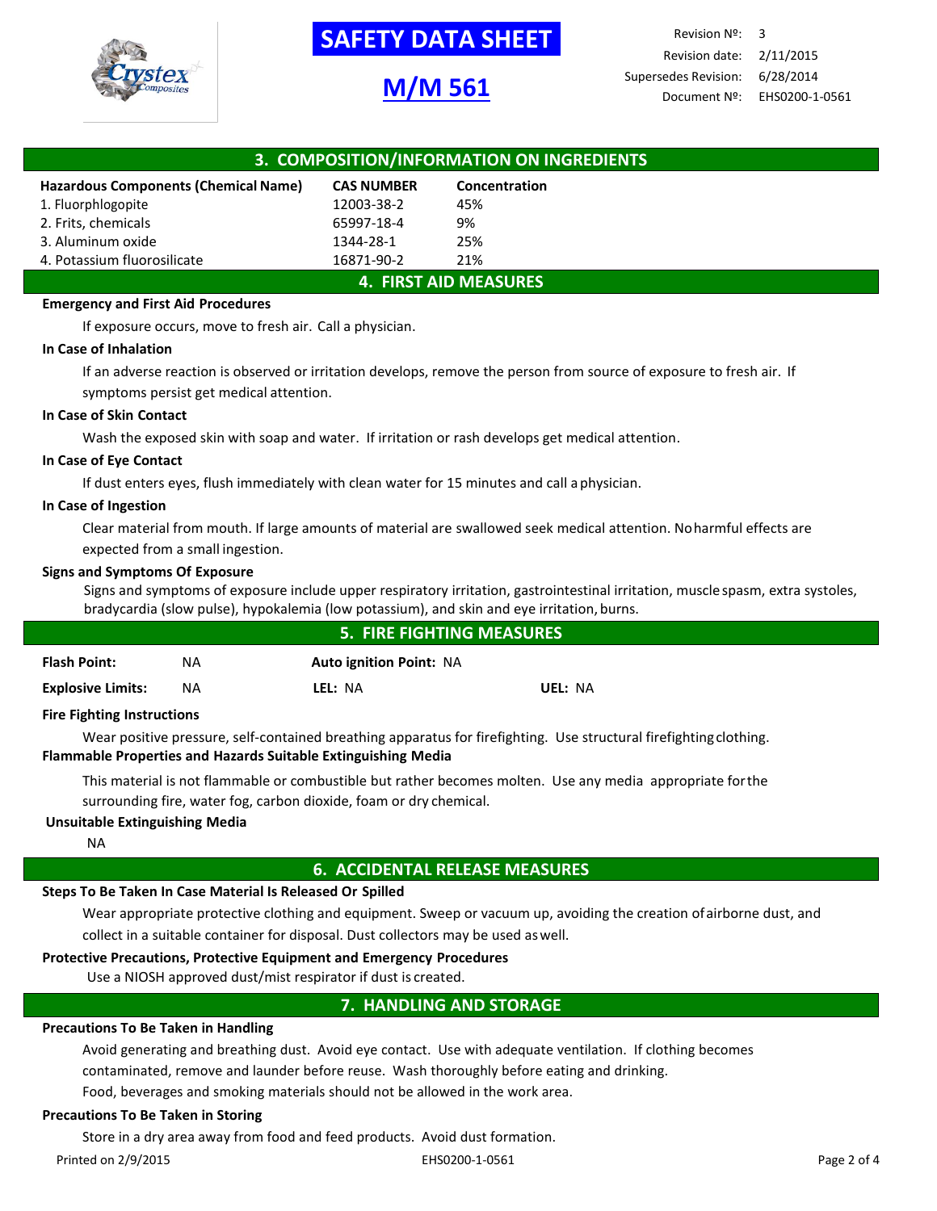# SAFETY DATA SHEET

## M/M 561

| | |
|---|---|
| Revision Nº: | 3 |
| Revision date: | 2/11/2015 |
| Supersedes Revision: | 6/28/2014 |
| Document Nº: | EHS0200-1-0561 |

## 3. COMPOSITION/INFORMATION ON INGREDIENTS

| Hazardous Components (Chemical Name) | CAS NUMBER | Concentration |
|---|---|---|
| 1. Fluorphlogopite | 12003-38-2 | 45% |
| 2. Frits, chemicals | 65997-18-4 | 9% |
| 3. Aluminum oxide | 1344-28-1 | 25% |
| 4. Potassium fluorosilicate | 16871-90-2 | 21% |

## 4. FIRST AID MEASURES

**Emergency and First Aid Procedures**

If exposure occurs, move to fresh air. Call a physician.

**In Case of Inhalation**

If an adverse reaction is observed or irritation develops, remove the person from source of exposure to fresh air. If symptoms persist get medical attention.

**In Case of Skin Contact**

Wash the exposed skin with soap and water. If irritation or rash develops get medical attention.

**In Case of Eye Contact**

If dust enters eyes, flush immediately with clean water for 15 minutes and call a physician.

**In Case of Ingestion**

Clear material from mouth. If large amounts of material are swallowed seek medical attention. No harmful effects are expected from a small ingestion.

**Signs and Symptoms Of Exposure**

Signs and symptoms of exposure include upper respiratory irritation, gastrointestinal irritation, muscle spasm, extra systoles, bradycardia (slow pulse), hypokalemia (low potassium), and skin and eye irritation, burns.

## 5. FIRE FIGHTING MEASURES

**Flash Point:** NA **Auto ignition Point:** NA

**Explosive Limits:** NA **LEL:** NA **UEL:** NA

**Fire Fighting Instructions**

Wear positive pressure, self-contained breathing apparatus for firefighting. Use structural firefighting clothing.

**Flammable Properties and Hazards Suitable Extinguishing Media**

This material is not flammable or combustible but rather becomes molten. Use any media appropriate for the surrounding fire, water fog, carbon dioxide, foam or dry chemical.

**Unsuitable Extinguishing Media**

NA

## 6. ACCIDENTAL RELEASE MEASURES

**Steps To Be Taken In Case Material Is Released Or Spilled**

Wear appropriate protective clothing and equipment. Sweep or vacuum up, avoiding the creation of airborne dust, and collect in a suitable container for disposal. Dust collectors may be used as well.

**Protective Precautions, Protective Equipment and Emergency Procedures**

Use a NIOSH approved dust/mist respirator if dust is created.

## 7. HANDLING AND STORAGE

**Precautions To Be Taken in Handling**

Avoid generating and breathing dust. Avoid eye contact. Use with adequate ventilation. If clothing becomes contaminated, remove and launder before reuse. Wash thoroughly before eating and drinking.
Food, beverages and smoking materials should not be allowed in the work area.

**Precautions To Be Taken in Storing**

Store in a dry area away from food and feed products. Avoid dust formation.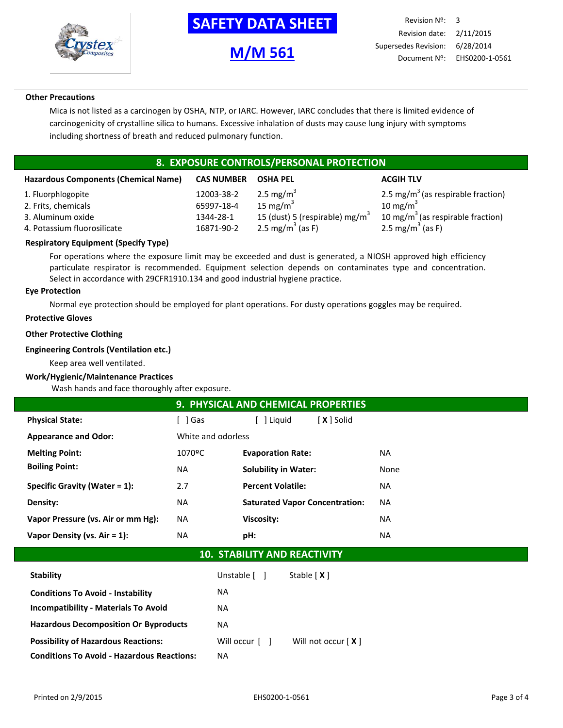**Other Precautions**

Mica is not listed as a carcinogen by OSHA, NTP, or IARC. However, IARC concludes that there is limited evidence of carcinogenicity of crystalline silica to humans. Excessive inhalation of dusts may cause lung injury with symptoms including shortness of breath and reduced pulmonary function.

## 8. EXPOSURE CONTROLS/PERSONAL PROTECTION

| Hazardous Components (Chemical Name) | CAS NUMBER | OSHA PEL | ACGIH TLV |
|---|---|---|---|
| 1. Fluorphlogopite | 12003-38-2 | 2.5 $mg/m^3$ | 2.5 $mg/m^3$ (as respirable fraction) |
| 2. Frits, chemicals | 65997-18-4 | 15 $mg/m^3$ | 10 $mg/m^3$ |
| 3. Aluminum oxide | 1344-28-1 | 15 (dust) 5 (respirable) $mg/m^3$ | 10 $mg/m^3$ (as respirable fraction) |
| 4. Potassium fluorosilicate | 16871-90-2 | 2.5 $mg/m^3$ (as F) | 2.5 $mg/m^3$ (as F) |

**Respiratory Equipment (Specify Type)**

For operations where the exposure limit may be exceeded and dust is generated, a NIOSH approved high efficiency particulate respirator is recommended. Equipment selection depends on contaminates type and concentration. Select in accordance with 29CFR1910.134 and good industrial hygiene practice.

**Eye Protection**

Normal eye protection should be employed for plant operations. For dusty operations goggles may be required.

**Protective Gloves**

**Other Protective Clothing**

**Engineering Controls (Ventilation etc.)**

Keep area well ventilated.

**Work/Hygienic/Maintenance Practices**

Wash hands and face thoroughly after exposure.

## 9. PHYSICAL AND CHEMICAL PROPERTIES

| | | | |
|---|---|---|---|
| **Physical State:** | [ ] Gas | [ ] Liquid | [ X ] Solid |
| **Appearance and Odor:** | White and odorless | | |
| **Melting Point:** | 1070ºC | **Evaporation Rate:** | NA |
| **Boiling Point:** | NA | **Solubility in Water:** | None |
| **Specific Gravity (Water = 1):** | 2.7 | **Percent Volatile:** | NA |
| **Density:** | NA | **Saturated Vapor Concentration:** | NA |
| **Vapor Pressure (vs. Air or mm Hg):** | NA | **Viscosity:** | NA |
| **Vapor Density (vs. Air = 1):** | NA | **pH:** | NA |

## 10. STABILITY AND REACTIVITY

| | | |
|---|---|---|
| **Stability** | Unstable [ ] | Stable [ X ] |
| **Conditions To Avoid - Instability** | NA | |
| **Incompatibility - Materials To Avoid** | NA | |
| **Hazardous Decomposition Or Byproducts** | NA | |
| **Possibility of Hazardous Reactions:** | Will occur [ ] | Will not occur [ X ] |
| **Conditions To Avoid - Hazardous Reactions:** | NA | |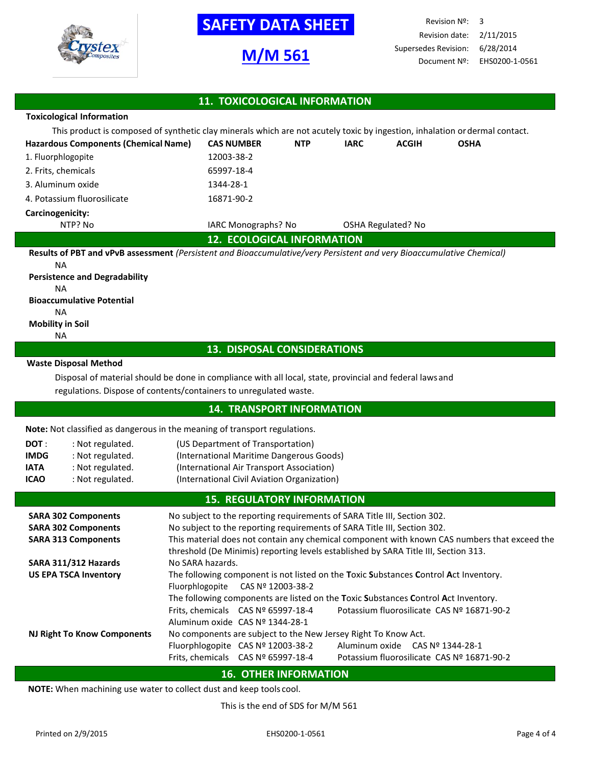# SAFETY DATA SHEET

## M/M 561

Revision Nº: 3
Revision date: 2/11/2015
Supersedes Revision: 6/28/2014
Document Nº: EHS0200-1-0561

## 11. TOXICOLOGICAL INFORMATION

**Toxicological Information**

This product is composed of synthetic clay minerals which are not acutely toxic by ingestion, inhalation or dermal contact.

| Hazardous Components (Chemical Name) | CAS NUMBER | NTP | IARC | ACGIH | OSHA |
|---|---|---|---|---|---|
| 1. Fluorphlogopite | 12003-38-2 | | | | |
| 2. Frits, chemicals | 65997-18-4 | | | | |
| 3. Aluminum oxide | 1344-28-1 | | | | |
| 4. Potassium fluorosilicate | 16871-90-2 | | | | |

**Carcinogenicity:**

NTP? No IARC Monographs? No OSHA Regulated? No

## 12. ECOLOGICAL INFORMATION

**Results of PBT and vPvB assessment** *(Persistent and Bioaccumulative/very Persistent and very Bioaccumulative Chemical)*

NA

**Persistence and Degradability**

NA

**Bioaccumulative Potential**

NA

**Mobility in Soil**

NA

## 13. DISPOSAL CONSIDERATIONS

**Waste Disposal Method**

Disposal of material should be done in compliance with all local, state, provincial and federal laws and regulations. Dispose of contents/containers to unregulated waste.

## 14. TRANSPORT INFORMATION

**Note:** Not classified as dangerous in the meaning of transport regulations.

| | | |
|---|---|---|
| **DOT** : | : Not regulated. | (US Department of Transportation) |
| **IMDG** | : Not regulated. | (International Maritime Dangerous Goods) |
| **IATA** | : Not regulated. | (International Air Transport Association) |
| **ICAO** | : Not regulated. | (International Civil Aviation Organization) |

## 15. REGULATORY INFORMATION

| | |
|---|---|
| **SARA 302 Components** | No subject to the reporting requirements of SARA Title III, Section 302. |
| **SARA 302 Components** | No subject to the reporting requirements of SARA Title III, Section 302. |
| **SARA 313 Components** | This material does not contain any chemical component with known CAS numbers that exceed the threshold (De Minimis) reporting levels established by SARA Title III, Section 313. |
| **SARA 311/312 Hazards** | No SARA hazards. |
| **US EPA TSCA Inventory** | The following component is not listed on the **T**oxic **S**ubstances **C**ontrol **A**ct Inventory.<br>Fluorphlogopite CAS Nº 12003-38-2<br>The following components are listed on the **T**oxic **S**ubstances **C**ontrol **A**ct Inventory.<br>Frits, chemicals CAS Nº 65997-18-4 Potassium fluorosilicate CAS Nº 16871-90-2<br>Aluminum oxide CAS Nº 1344-28-1 |
| **NJ Right To Know Components** | No components are subject to the New Jersey Right To Know Act.<br>Fluorphlogopite CAS Nº 12003-38-2 Aluminum oxide CAS Nº 1344-28-1<br>Frits, chemicals CAS Nº 65997-18-4 Potassium fluorosilicate CAS Nº 16871-90-2 |

## 16. OTHER INFORMATION

**NOTE:** When machining use water to collect dust and keep tools cool.

This is the end of SDS for M/M 561

Printed on 2/9/2015 EHS0200-1-0561